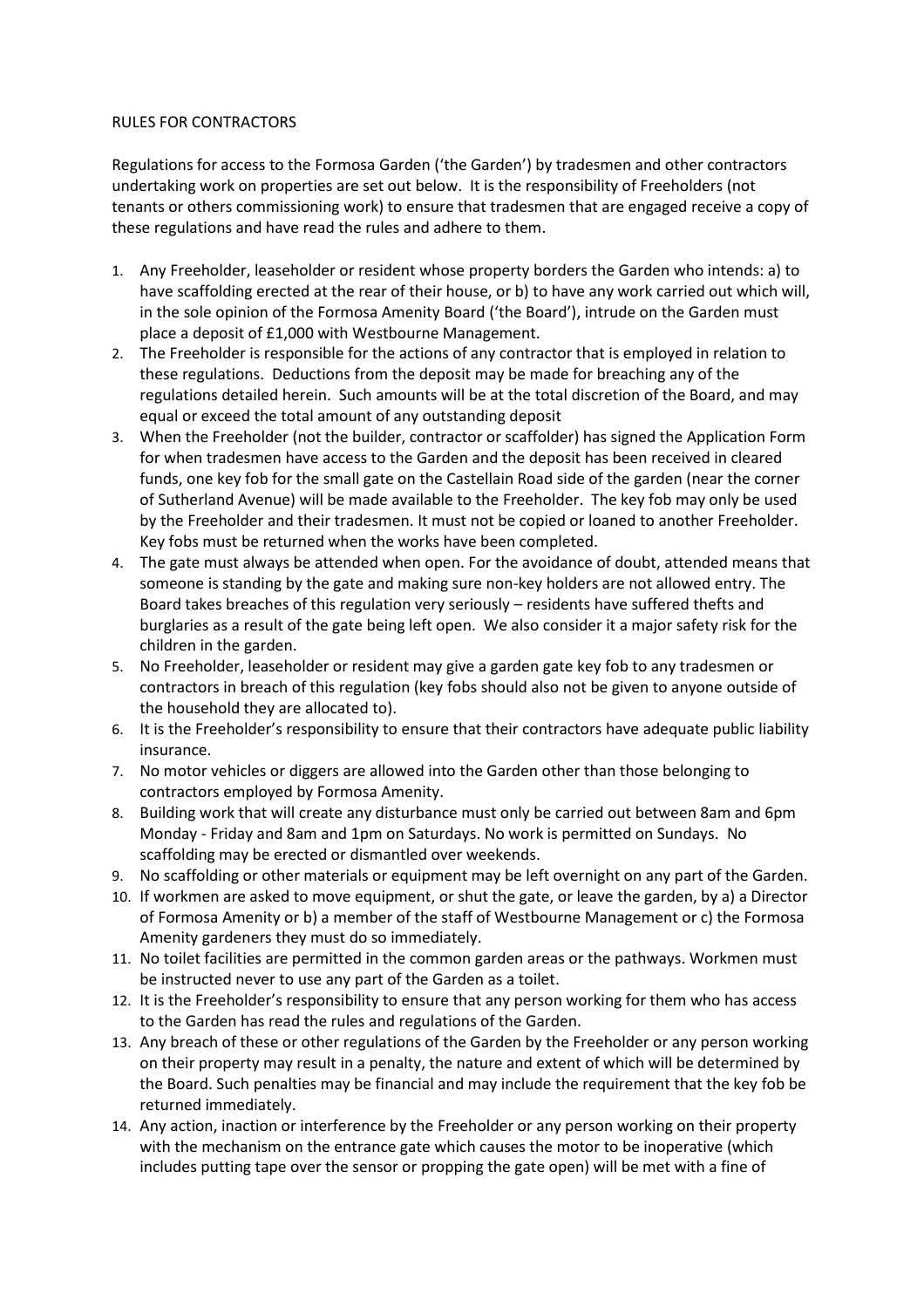RULES FOR CONTRACTORS

Regulations for access to the Formosa Garden ('the Garden') by tradesmen and other contractors undertaking work on properties are set out below. It is the responsibility of Freeholders (not tenants or others commissioning work) to ensure that tradesmen that are engaged receive a copy of these regulations and have read the rules and adhere to them.

1. Any Freeholder, leaseholder or resident whose property borders the Garden who intends: a) to have scaffolding erected at the rear of their house, or b) to have any work carried out which will, in the sole opinion of the Formosa Amenity Board ('the Board'), intrude on the Garden must place a deposit of £1,000 with Westbourne Management.
2. The Freeholder is responsible for the actions of any contractor that is employed in relation to these regulations. Deductions from the deposit may be made for breaching any of the regulations detailed herein. Such amounts will be at the total discretion of the Board, and may equal or exceed the total amount of any outstanding deposit
3. When the Freeholder (not the builder, contractor or scaffolder) has signed the Application Form for when tradesmen have access to the Garden and the deposit has been received in cleared funds, one key fob for the small gate on the Castellain Road side of the garden (near the corner of Sutherland Avenue) will be made available to the Freeholder. The key fob may only be used by the Freeholder and their tradesmen. It must not be copied or loaned to another Freeholder. Key fobs must be returned when the works have been completed.
4. The gate must always be attended when open. For the avoidance of doubt, attended means that someone is standing by the gate and making sure non-key holders are not allowed entry. The Board takes breaches of this regulation very seriously – residents have suffered thefts and burglaries as a result of the gate being left open. We also consider it a major safety risk for the children in the garden.
5. No Freeholder, leaseholder or resident may give a garden gate key fob to any tradesmen or contractors in breach of this regulation (key fobs should also not be given to anyone outside of the household they are allocated to).
6. It is the Freeholder's responsibility to ensure that their contractors have adequate public liability insurance.
7. No motor vehicles or diggers are allowed into the Garden other than those belonging to contractors employed by Formosa Amenity.
8. Building work that will create any disturbance must only be carried out between 8am and 6pm Monday - Friday and 8am and 1pm on Saturdays. No work is permitted on Sundays. No scaffolding may be erected or dismantled over weekends.
9. No scaffolding or other materials or equipment may be left overnight on any part of the Garden.
10. If workmen are asked to move equipment, or shut the gate, or leave the garden, by a) a Director of Formosa Amenity or b) a member of the staff of Westbourne Management or c) the Formosa Amenity gardeners they must do so immediately.
11. No toilet facilities are permitted in the common garden areas or the pathways. Workmen must be instructed never to use any part of the Garden as a toilet.
12. It is the Freeholder's responsibility to ensure that any person working for them who has access to the Garden has read the rules and regulations of the Garden.
13. Any breach of these or other regulations of the Garden by the Freeholder or any person working on their property may result in a penalty, the nature and extent of which will be determined by the Board. Such penalties may be financial and may include the requirement that the key fob be returned immediately.
14. Any action, inaction or interference by the Freeholder or any person working on their property with the mechanism on the entrance gate which causes the motor to be inoperative (which includes putting tape over the sensor or propping the gate open) will be met with a fine of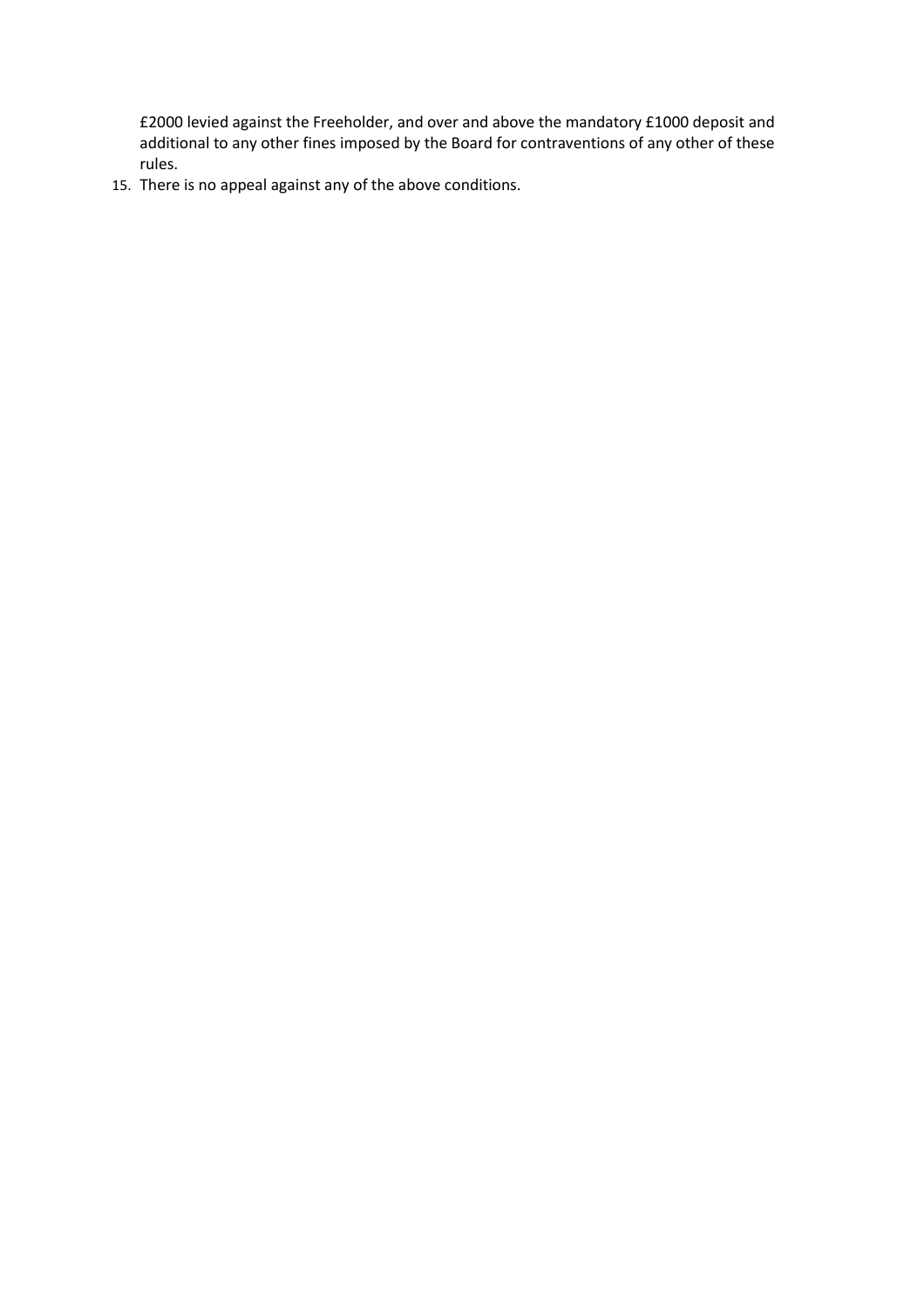£2000 levied against the Freeholder, and over and above the mandatory £1000 deposit and additional to any other fines imposed by the Board for contraventions of any other of these rules.

15. There is no appeal against any of the above conditions.